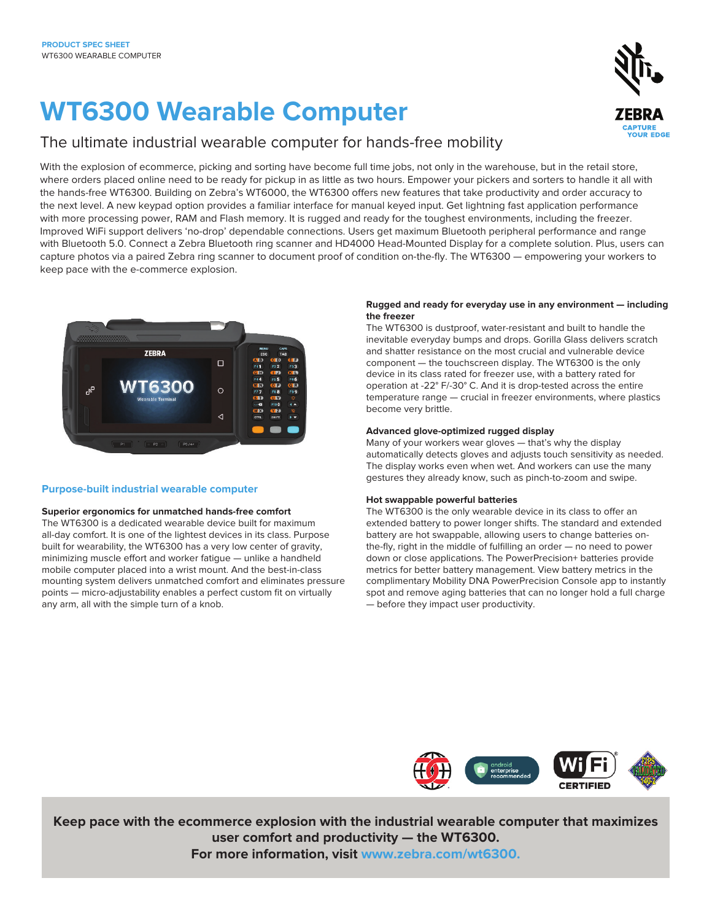PRODUCT SPEC SHEET
WT6300 WEARABLE COMPUTER

# WT6300 Wearable Computer

## The ultimate industrial wearable computer for hands-free mobility

With the explosion of ecommerce, picking and sorting have become full time jobs, not only in the warehouse, but in the retail store, where orders placed online need to be ready for pickup in as little as two hours. Empower your pickers and sorters to handle it all with the hands-free WT6300. Building on Zebra's WT6000, the WT6300 offers new features that take productivity and order accuracy to the next level. A new keypad option provides a familiar interface for manual keyed input. Get lightning fast application performance with more processing power, RAM and Flash memory. It is rugged and ready for the toughest environments, including the freezer. Improved WiFi support delivers 'no-drop' dependable connections. Users get maximum Bluetooth peripheral performance and range with Bluetooth 5.0. Connect a Zebra Bluetooth ring scanner and HD4000 Head-Mounted Display for a complete solution. Plus, users can capture photos via a paired Zebra ring scanner to document proof of condition on-the-fly. The WT6300 — empowering your workers to keep pace with the e-commerce explosion.

### Purpose-built industrial wearable computer

**Superior ergonomics for unmatched hands-free comfort**
The WT6300 is a dedicated wearable device built for maximum all-day comfort. It is one of the lightest devices in its class. Purpose built for wearability, the WT6300 has a very low center of gravity, minimizing muscle effort and worker fatigue — unlike a handheld mobile computer placed into a wrist mount. And the best-in-class mounting system delivers unmatched comfort and eliminates pressure points — micro-adjustability enables a perfect custom fit on virtually any arm, all with the simple turn of a knob.

**Rugged and ready for everyday use in any environment — including the freezer**
The WT6300 is dustproof, water-resistant and built to handle the inevitable everyday bumps and drops. Gorilla Glass delivers scratch and shatter resistance on the most crucial and vulnerable device component — the touchscreen display. The WT6300 is the only device in its class rated for freezer use, with a battery rated for operation at -22° F/-30° C. And it is drop-tested across the entire temperature range — crucial in freezer environments, where plastics become very brittle.

**Advanced glove-optimized rugged display**
Many of your workers wear gloves — that's why the display automatically detects gloves and adjusts touch sensitivity as needed. The display works even when wet. And workers can use the many gestures they already know, such as pinch-to-zoom and swipe.

**Hot swappable powerful batteries**
The WT6300 is the only wearable device in its class to offer an extended battery to power longer shifts. The standard and extended battery are hot swappable, allowing users to change batteries on-the-fly, right in the middle of fulfilling an order — no need to power down or close applications. The PowerPrecision+ batteries provide metrics for better battery management. View battery metrics in the complimentary Mobility DNA PowerPrecision Console app to instantly spot and remove aging batteries that can no longer hold a full charge — before they impact user productivity.

**Keep pace with the ecommerce explosion with the industrial wearable computer that maximizes user comfort and productivity — the WT6300.**
**For more information, visit www.zebra.com/wt6300.**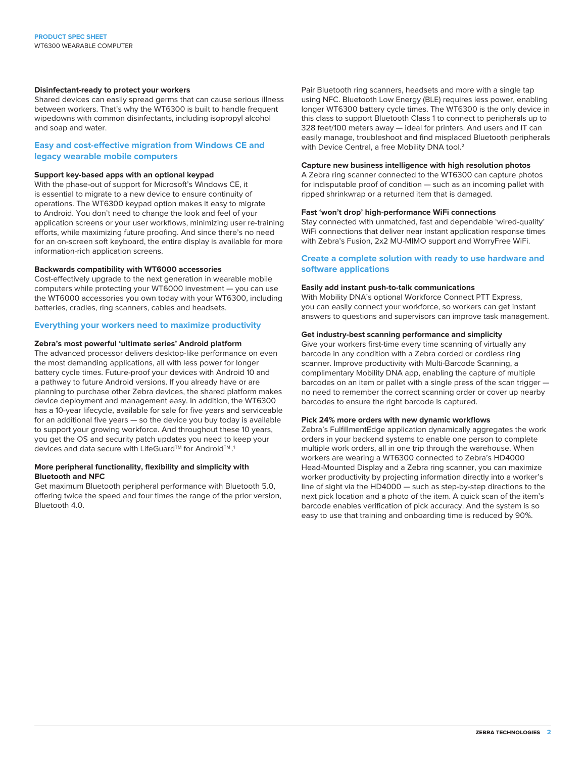### Disinfectant-ready to protect your workers

Shared devices can easily spread germs that can cause serious illness between workers. That's why the WT6300 is built to handle frequent wipedowns with common disinfectants, including isopropyl alcohol and soap and water.

## Easy and cost-effective migration from Windows CE and legacy wearable mobile computers

### Support key-based apps with an optional keypad

With the phase-out of support for Microsoft's Windows CE, it is essential to migrate to a new device to ensure continuity of operations. The WT6300 keypad option makes it easy to migrate to Android. You don't need to change the look and feel of your application screens or your user workflows, minimizing user re-training efforts, while maximizing future proofing. And since there's no need for an on-screen soft keyboard, the entire display is available for more information-rich application screens.

### Backwards compatibility with WT6000 accessories

Cost-effectively upgrade to the next generation in wearable mobile computers while protecting your WT6000 investment — you can use the WT6000 accessories you own today with your WT6300, including batteries, cradles, ring scanners, cables and headsets.

## Everything your workers need to maximize productivity

### Zebra's most powerful 'ultimate series' Android platform

The advanced processor delivers desktop-like performance on even the most demanding applications, all with less power for longer battery cycle times. Future-proof your devices with Android 10 and a pathway to future Android versions. If you already have or are planning to purchase other Zebra devices, the shared platform makes device deployment and management easy. In addition, the WT6300 has a 10-year lifecycle, available for sale for five years and serviceable for an additional five years — so the device you buy today is available to support your growing workforce. And throughout these 10 years, you get the OS and security patch updates you need to keep your devices and data secure with LifeGuard™ for Android™.[1]

### More peripheral functionality, flexibility and simplicity with Bluetooth and NFC

Get maximum Bluetooth peripheral performance with Bluetooth 5.0, offering twice the speed and four times the range of the prior version, Bluetooth 4.0.

Pair Bluetooth ring scanners, headsets and more with a single tap using NFC. Bluetooth Low Energy (BLE) requires less power, enabling longer WT6300 battery cycle times. The WT6300 is the only device in this class to support Bluetooth Class 1 to connect to peripherals up to 328 feet/100 meters away — ideal for printers. And users and IT can easily manage, troubleshoot and find misplaced Bluetooth peripherals with Device Central, a free Mobility DNA tool.[2]

### Capture new business intelligence with high resolution photos

A Zebra ring scanner connected to the WT6300 can capture photos for indisputable proof of condition — such as an incoming pallet with ripped shrinkwrap or a returned item that is damaged.

### Fast 'won't drop' high-performance WiFi connections

Stay connected with unmatched, fast and dependable 'wired-quality' WiFi connections that deliver near instant application response times with Zebra's Fusion, 2x2 MU-MIMO support and WorryFree WiFi.

## Create a complete solution with ready to use hardware and software applications

### Easily add instant push-to-talk communications

With Mobility DNA's optional Workforce Connect PTT Express, you can easily connect your workforce, so workers can get instant answers to questions and supervisors can improve task management.

### Get industry-best scanning performance and simplicity

Give your workers first-time every time scanning of virtually any barcode in any condition with a Zebra corded or cordless ring scanner. Improve productivity with Multi-Barcode Scanning, a complimentary Mobility DNA app, enabling the capture of multiple barcodes on an item or pallet with a single press of the scan trigger — no need to remember the correct scanning order or cover up nearby barcodes to ensure the right barcode is captured.

### Pick 24% more orders with new dynamic workflows

Zebra's FulfillmentEdge application dynamically aggregates the work orders in your backend systems to enable one person to complete multiple work orders, all in one trip through the warehouse. When workers are wearing a WT6300 connected to Zebra's HD4000 Head-Mounted Display and a Zebra ring scanner, you can maximize worker productivity by projecting information directly into a worker's line of sight via the HD4000 — such as step-by-step directions to the next pick location and a photo of the item. A quick scan of the item's barcode enables verification of pick accuracy. And the system is so easy to use that training and onboarding time is reduced by 90%.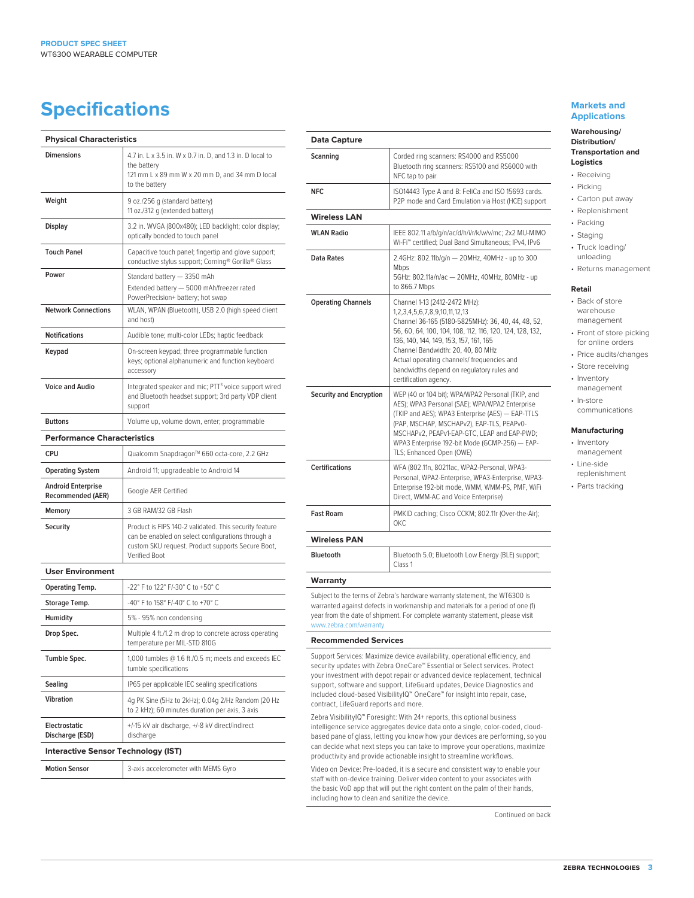# Specifications

| Physical Characteristics | |
|---|---|
| **Dimensions** | 4.7 in. L x 3.5 in. W x 0.7 in. D, and 1.3 in. D local to the battery<br>121 mm L x 89 mm W x 20 mm D, and 34 mm D local to the battery |
| **Weight** | 9 oz./256 g (standard battery)<br>11 oz./312 g (extended battery) |
| **Display** | 3.2 in. WVGA (800x480); LED backlight; color display; optically bonded to touch panel |
| **Touch Panel** | Capacitive touch panel; fingertip and glove support; conductive stylus support; Corning® Gorilla® Glass |
| **Power** | Standard battery — 3350 mAh<br>Extended battery — 5000 mAh/freezer rated PowerPrecision+ battery; hot swap |
| **Network Connections** | WLAN, WPAN (Bluetooth), USB 2.0 (high speed client and host) |
| **Notifications** | Audible tone; multi-color LEDs; haptic feedback |
| **Keypad** | On-screen keypad; three programmable function keys; optional alphanumeric and function keyboard accessory |
| **Voice and Audio** | Integrated speaker and mic; PTT[3] voice support wired and Bluetooth headset support; 3rd party VDP client support |
| **Buttons** | Volume up, volume down, enter; programmable |

| Performance Characteristics | |
|---|---|
| **CPU** | Qualcomm Snapdragon™ 660 octa-core, 2.2 GHz |
| **Operating System** | Android 11; upgradeable to Android 14 |
| **Android Enterprise Recommended (AER)** | Google AER Certified |
| **Memory** | 3 GB RAM/32 GB Flash |
| **Security** | Product is FIPS 140-2 validated. This security feature can be enabled on select configurations through a custom SKU request. Product supports Secure Boot, Verified Boot |

| User Environment | |
|---|---|
| **Operating Temp.** | -22° F to 122° F/-30° C to +50° C |
| **Storage Temp.** | -40° F to 158° F/-40° C to +70° C |
| **Humidity** | 5% - 95% non condensing |
| **Drop Spec.** | Multiple 4 ft./1.2 m drop to concrete across operating temperature per MIL-STD 810G |
| **Tumble Spec.** | 1,000 tumbles @ 1.6 ft./0.5 m; meets and exceeds IEC tumble specifications |
| **Sealing** | IP65 per applicable IEC sealing specifications |
| **Vibration** | 4g PK Sine (5Hz to 2kHz); 0.04g 2/Hz Random (20 Hz to 2 kHz); 60 minutes duration per axis, 3 axis |
| **Electrostatic Discharge (ESD)** | +/-15 kV air discharge, +/-8 kV direct/indirect discharge |

| Interactive Sensor Technology (IST) | |
|---|---|
| **Motion Sensor** | 3-axis accelerometer with MEMS Gyro |

| Data Capture | |
|---|---|
| **Scanning** | Corded ring scanners: RS4000 and RS5000<br>Bluetooth ring scanners: RS5100 and RS6000 with NFC tap to pair |
| **NFC** | ISO14443 Type A and B: FeliCa and ISO 15693 cards. P2P mode and Card Emulation via Host (HCE) support |

| Wireless LAN | |
|---|---|
| **WLAN Radio** | IEEE 802.11 a/b/g/n/ac/d/h/i/r/k/w/v/mc; 2x2 MU-MIMO Wi-Fi™ certified; Dual Band Simultaneous; IPv4, IPv6 |
| **Data Rates** | 2.4GHz: 802.11b/g/n — 20MHz, 40MHz - up to 300 Mbps<br>5GHz: 802.11a/n/ac — 20MHz, 40MHz, 80MHz - up to 866.7 Mbps |
| **Operating Channels** | Channel 1-13 (2412-2472 MHz): 1,2,3,4,5,6,7,8,9,10,11,12,13<br>Channel 36-165 (5180-5825MHz): 36, 40, 44, 48, 52, 56, 60, 64, 100, 104, 108, 112, 116, 120, 124, 128, 132, 136, 140, 144, 149, 153, 157, 161, 165<br>Channel Bandwidth: 20, 40, 80 MHz<br>Actual operating channels/ frequencies and bandwidths depend on regulatory rules and certification agency. |
| **Security and Encryption** | WEP (40 or 104 bit); WPA/WPA2 Personal (TKIP, and AES); WPA3 Personal (SAE); WPA/WPA2 Enterprise (TKIP and AES); WPA3 Enterprise (AES) — EAP-TTLS (PAP, MSCHAP, MSCHAPv2), EAP-TLS, PEAPv0-MSCHAPv2, PEAPv1-EAP-GTC, LEAP and EAP-PWD; WPA3 Enterprise 192-bit Mode (GCMP-256) — EAP-TLS; Enhanced Open (OWE) |
| **Certifications** | WFA (802.11n, 80211ac, WPA2-Personal, WPA3-Personal, WPA2-Enterprise, WPA3-Enterprise, WPA3-Enterprise 192-bit mode, WMM, WMM-PS, PMF, WiFi Direct, WMM-AC and Voice Enterprise) |
| **Fast Roam** | PMKID caching; Cisco CCKM; 802.11r (Over-the-Air); OKC |

| Wireless PAN | |
|---|---|
| **Bluetooth** | Bluetooth 5.0; Bluetooth Low Energy (BLE) support; Class 1 |

### Warranty

Subject to the terms of Zebra's hardware warranty statement, the WT6300 is warranted against defects in workmanship and materials for a period of one (1) year from the date of shipment. For complete warranty statement, please visit www.zebra.com/warranty

### Recommended Services

Support Services: Maximize device availability, operational efficiency, and security updates with Zebra OneCare™ Essential or Select services. Protect your investment with depot repair or advanced device replacement, technical support, software and support, LifeGuard updates, Device Diagnostics and included cloud-based VisibilityIQ™ OneCare™ for insight into repair, case, contract, LifeGuard reports and more.

Zebra VisibilityIQ™ Foresight: With 24+ reports, this optional business intelligence service aggregates device data onto a single, color-coded, cloud-based pane of glass, letting you know how your devices are performing, so you can decide what next steps you can take to improve your operations, maximize productivity and provide actionable insight to streamline workflows.

Video on Device: Pre-loaded, it is a secure and consistent way to enable your staff with on-device training. Deliver video content to your associates with the basic VoD app that will put the right content on the palm of their hands, including how to clean and sanitize the device.

Continued on back

## Markets and Applications

**Warehousing/ Distribution/ Transportation and Logistics**

- Receiving
- Picking
- Carton put away
- Replenishment
- Packing
- Staging
- Truck loading/ unloading
- Returns management

**Retail**

- Back of store warehouse management
- Front of store picking for online orders
- Price audits/changes
- Store receiving
- Inventory management
- In-store communications

**Manufacturing**

- Inventory management
- Line-side replenishment
- Parts tracking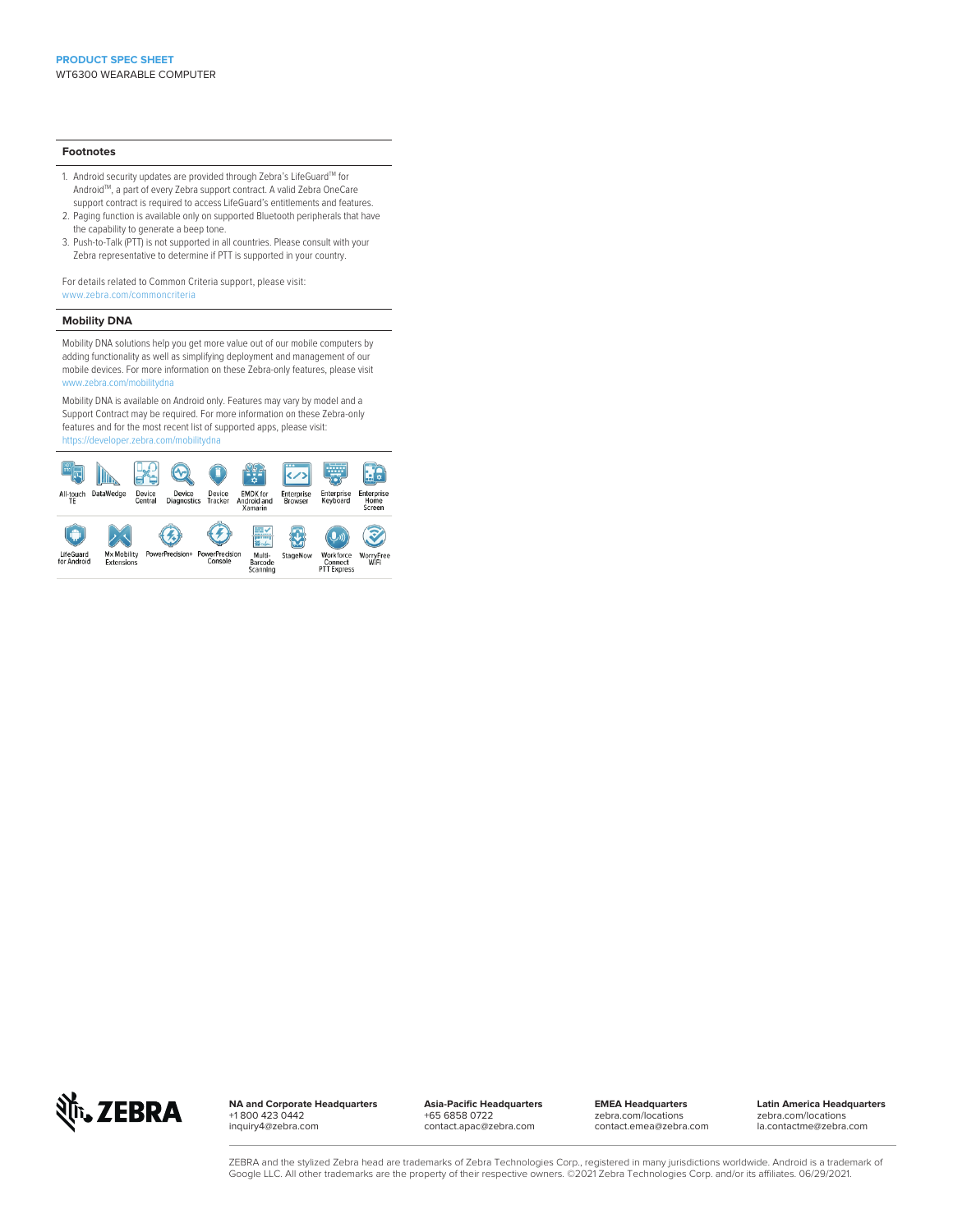PRODUCT SPEC SHEET
WT6300 WEARABLE COMPUTER

## Footnotes

1. Android security updates are provided through Zebra's LifeGuard™ for Android™, a part of every Zebra support contract. A valid Zebra OneCare support contract is required to access LifeGuard's entitlements and features.
2. Paging function is available only on supported Bluetooth peripherals that have the capability to generate a beep tone.
3. Push-to-Talk (PTT) is not supported in all countries. Please consult with your Zebra representative to determine if PTT is supported in your country.

For details related to Common Criteria support, please visit: www.zebra.com/commoncriteria

## Mobility DNA

Mobility DNA solutions help you get more value out of our mobile computers by adding functionality as well as simplifying deployment and management of our mobile devices. For more information on these Zebra-only features, please visit www.zebra.com/mobilitydna

Mobility DNA is available on Android only. Features may vary by model and a Support Contract may be required. For more information on these Zebra-only features and for the most recent list of supported apps, please visit: https://developer.zebra.com/mobilitydna

All-touch TE
DataWedge
Device Central
Device Diagnostics
Device Tracker
EMDK for Android and Xamarin
Enterprise Browser
Enterprise Keyboard
Enterprise Home Screen
LifeGuard for Android
Mx Mobility Extensions
PowerPrecision+
PowerPrecision Console
Multi-Barcode Scanning
StageNow
Workforce Connect PTT Express
WorryFree WiFi

ZEBRA

**NA and Corporate Headquarters**
+1 800 423 0442
inquiry4@zebra.com

**Asia-Pacific Headquarters**
+65 6858 0722
contact.apac@zebra.com

**EMEA Headquarters**
zebra.com/locations
contact.emea@zebra.com

**Latin America Headquarters**
zebra.com/locations
la.contactme@zebra.com

ZEBRA and the stylized Zebra head are trademarks of Zebra Technologies Corp., registered in many jurisdictions worldwide. Android is a trademark of Google LLC. All other trademarks are the property of their respective owners. ©2021 Zebra Technologies Corp. and/or its affiliates. 06/29/2021.